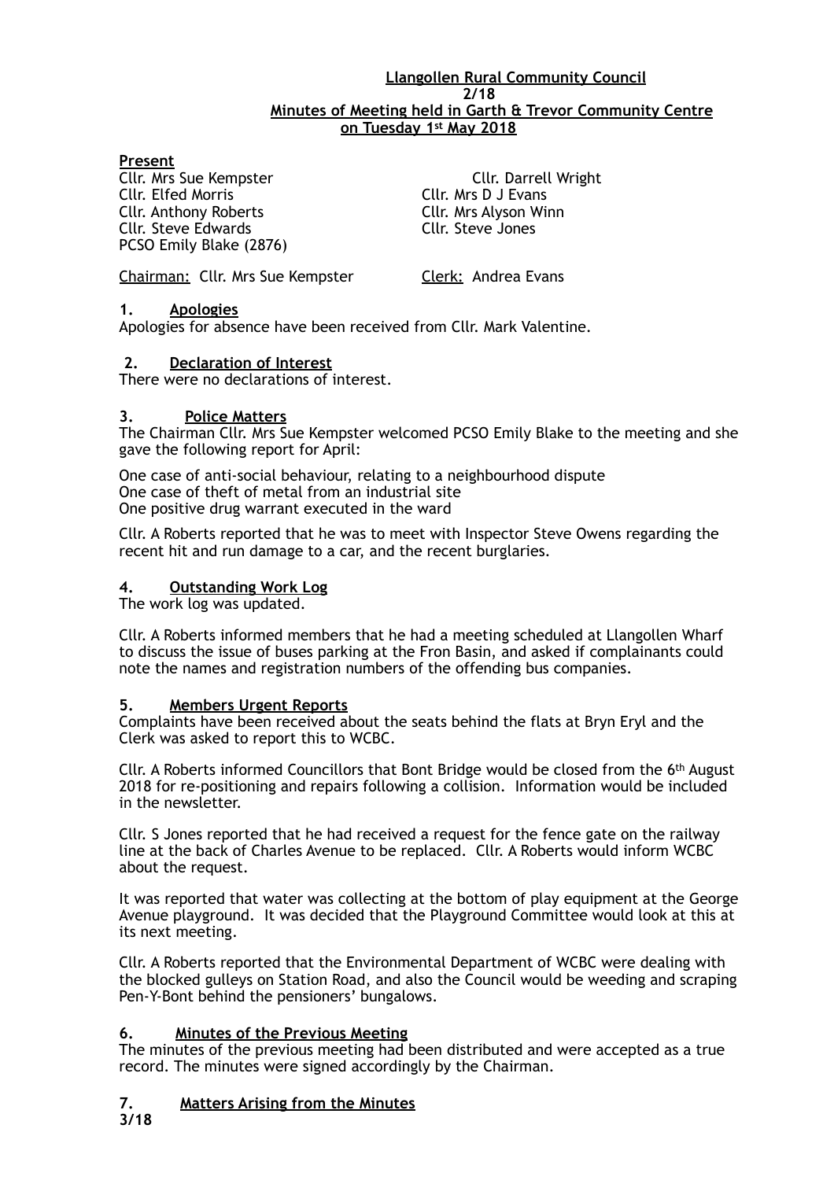**Llangollen Rural Community Council**
**2/18**
**Minutes of Meeting held in Garth & Trevor Community Centre on Tuesday 1st May 2018**

**Present**

Cllr. Mrs Sue Kempster
Cllr. Darrell Wright
Cllr. Elfed Morris
Cllr. Mrs D J Evans
Cllr. Anthony Roberts
Cllr. Mrs Alyson Winn
Cllr. Steve Edwards
Cllr. Steve Jones
PCSO Emily Blake (2876)

Chairman: Cllr. Mrs Sue Kempster        Clerk: Andrea Evans

**1. Apologies**

Apologies for absence have been received from Cllr. Mark Valentine.

**2. Declaration of Interest**

There were no declarations of interest.

**3. Police Matters**

The Chairman Cllr. Mrs Sue Kempster welcomed PCSO Emily Blake to the meeting and she gave the following report for April:

One case of anti-social behaviour, relating to a neighbourhood dispute
One case of theft of metal from an industrial site
One positive drug warrant executed in the ward

Cllr. A Roberts reported that he was to meet with Inspector Steve Owens regarding the recent hit and run damage to a car, and the recent burglaries.

**4. Outstanding Work Log**

The work log was updated.

Cllr. A Roberts informed members that he had a meeting scheduled at Llangollen Wharf to discuss the issue of buses parking at the Fron Basin, and asked if complainants could note the names and registration numbers of the offending bus companies.

**5. Members Urgent Reports**

Complaints have been received about the seats behind the flats at Bryn Eryl and the Clerk was asked to report this to WCBC.

Cllr. A Roberts informed Councillors that Bont Bridge would be closed from the 6th August 2018 for re-positioning and repairs following a collision. Information would be included in the newsletter.

Cllr. S Jones reported that he had received a request for the fence gate on the railway line at the back of Charles Avenue to be replaced. Cllr. A Roberts would inform WCBC about the request.

It was reported that water was collecting at the bottom of play equipment at the George Avenue playground. It was decided that the Playground Committee would look at this at its next meeting.

Cllr. A Roberts reported that the Environmental Department of WCBC were dealing with the blocked gulleys on Station Road, and also the Council would be weeding and scraping Pen-Y-Bont behind the pensioners' bungalows.

**6. Minutes of the Previous Meeting**

The minutes of the previous meeting had been distributed and were accepted as a true record. The minutes were signed accordingly by the Chairman.

**7. Matters Arising from the Minutes**

**3/18**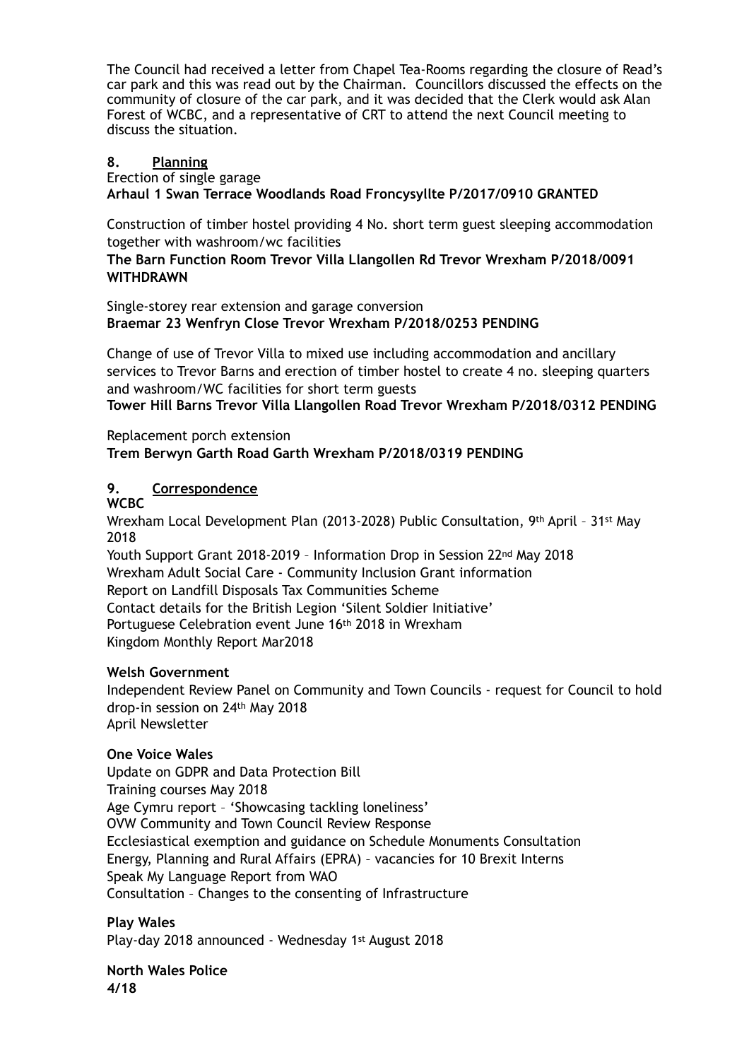The Council had received a letter from Chapel Tea-Rooms regarding the closure of Read's car park and this was read out by the Chairman. Councillors discussed the effects on the community of closure of the car park, and it was decided that the Clerk would ask Alan Forest of WCBC, and a representative of CRT to attend the next Council meeting to discuss the situation.

## 8. Planning

Erection of single garage
**Arhaul 1 Swan Terrace Woodlands Road Froncysyllte P/2017/0910 GRANTED**

Construction of timber hostel providing 4 No. short term guest sleeping accommodation together with washroom/wc facilities
**The Barn Function Room Trevor Villa Llangollen Rd Trevor Wrexham P/2018/0091 WITHDRAWN**

Single-storey rear extension and garage conversion
**Braemar 23 Wenfryn Close Trevor Wrexham P/2018/0253 PENDING**

Change of use of Trevor Villa to mixed use including accommodation and ancillary services to Trevor Barns and erection of timber hostel to create 4 no. sleeping quarters and washroom/WC facilities for short term guests
**Tower Hill Barns Trevor Villa Llangollen Road Trevor Wrexham P/2018/0312 PENDING**

Replacement porch extension
**Trem Berwyn Garth Road Garth Wrexham P/2018/0319 PENDING**

## 9. Correspondence

**WCBC**

Wrexham Local Development Plan (2013-2028) Public Consultation, 9th April – 31st May 2018
Youth Support Grant 2018-2019 – Information Drop in Session 22nd May 2018
Wrexham Adult Social Care - Community Inclusion Grant information
Report on Landfill Disposals Tax Communities Scheme
Contact details for the British Legion 'Silent Soldier Initiative'
Portuguese Celebration event June 16th 2018 in Wrexham
Kingdom Monthly Report Mar2018

**Welsh Government**

Independent Review Panel on Community and Town Councils - request for Council to hold drop-in session on 24th May 2018
April Newsletter

**One Voice Wales**

Update on GDPR and Data Protection Bill
Training courses May 2018
Age Cymru report – 'Showcasing tackling loneliness'
OVW Community and Town Council Review Response
Ecclesiastical exemption and guidance on Schedule Monuments Consultation
Energy, Planning and Rural Affairs (EPRA) – vacancies for 10 Brexit Interns
Speak My Language Report from WAO
Consultation – Changes to the consenting of Infrastructure

**Play Wales**

Play-day 2018 announced - Wednesday 1st August 2018

**North Wales Police**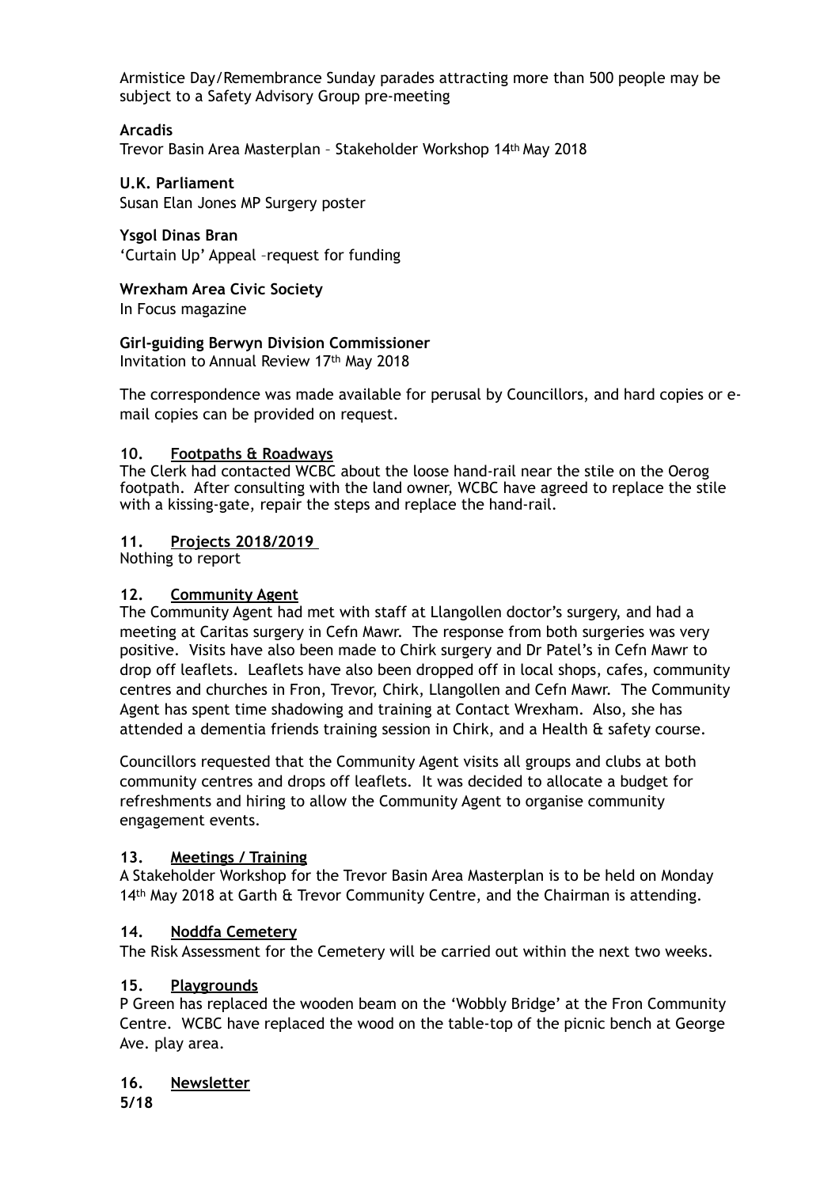Armistice Day/Remembrance Sunday parades attracting more than 500 people may be subject to a Safety Advisory Group pre-meeting

**Arcadis**
Trevor Basin Area Masterplan – Stakeholder Workshop 14th May 2018

**U.K. Parliament**
Susan Elan Jones MP Surgery poster

**Ysgol Dinas Bran**
'Curtain Up' Appeal –request for funding

**Wrexham Area Civic Society**
In Focus magazine

**Girl-guiding Berwyn Division Commissioner**
Invitation to Annual Review 17th May 2018

The correspondence was made available for perusal by Councillors, and hard copies or e-mail copies can be provided on request.

## 10. Footpaths & Roadways

The Clerk had contacted WCBC about the loose hand-rail near the stile on the Oerog footpath. After consulting with the land owner, WCBC have agreed to replace the stile with a kissing-gate, repair the steps and replace the hand-rail.

## 11. Projects 2018/2019

Nothing to report

## 12. Community Agent

The Community Agent had met with staff at Llangollen doctor's surgery, and had a meeting at Caritas surgery in Cefn Mawr. The response from both surgeries was very positive. Visits have also been made to Chirk surgery and Dr Patel's in Cefn Mawr to drop off leaflets. Leaflets have also been dropped off in local shops, cafes, community centres and churches in Fron, Trevor, Chirk, Llangollen and Cefn Mawr. The Community Agent has spent time shadowing and training at Contact Wrexham. Also, she has attended a dementia friends training session in Chirk, and a Health & safety course.

Councillors requested that the Community Agent visits all groups and clubs at both community centres and drops off leaflets. It was decided to allocate a budget for refreshments and hiring to allow the Community Agent to organise community engagement events.

## 13. Meetings / Training

A Stakeholder Workshop for the Trevor Basin Area Masterplan is to be held on Monday 14th May 2018 at Garth & Trevor Community Centre, and the Chairman is attending.

## 14. Noddfa Cemetery

The Risk Assessment for the Cemetery will be carried out within the next two weeks.

## 15. Playgrounds

P Green has replaced the wooden beam on the 'Wobbly Bridge' at the Fron Community Centre. WCBC have replaced the wood on the table-top of the picnic bench at George Ave. play area.

## 16. Newsletter

**5/18**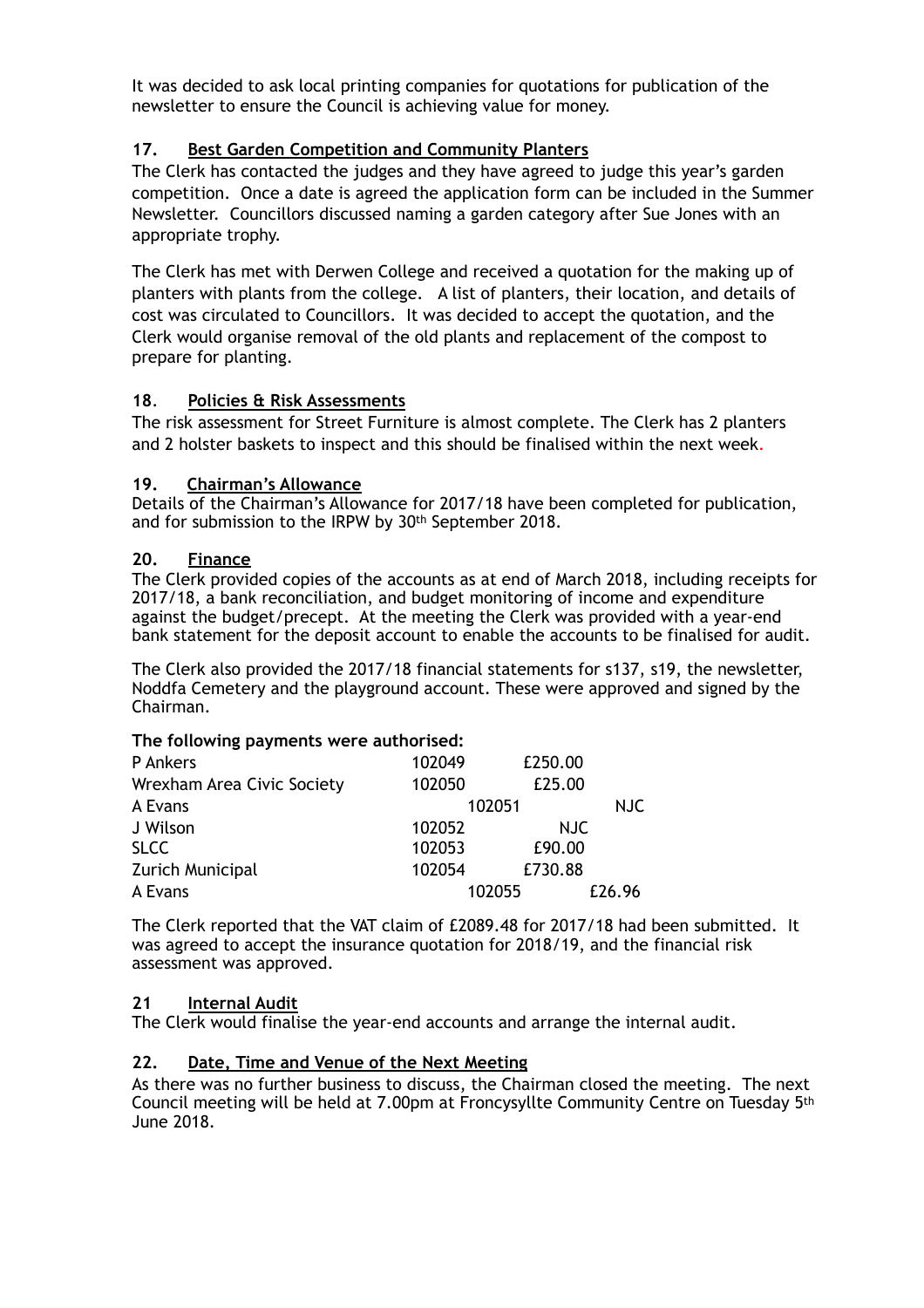It was decided to ask local printing companies for quotations for publication of the newsletter to ensure the Council is achieving value for money.

## 17. Best Garden Competition and Community Planters

The Clerk has contacted the judges and they have agreed to judge this year's garden competition. Once a date is agreed the application form can be included in the Summer Newsletter. Councillors discussed naming a garden category after Sue Jones with an appropriate trophy.

The Clerk has met with Derwen College and received a quotation for the making up of planters with plants from the college. A list of planters, their location, and details of cost was circulated to Councillors. It was decided to accept the quotation, and the Clerk would organise removal of the old plants and replacement of the compost to prepare for planting.

## 18. Policies & Risk Assessments

The risk assessment for Street Furniture is almost complete. The Clerk has 2 planters and 2 holster baskets to inspect and this should be finalised within the next week.

## 19. Chairman's Allowance

Details of the Chairman's Allowance for 2017/18 have been completed for publication, and for submission to the IRPW by 30th September 2018.

## 20. Finance

The Clerk provided copies of the accounts as at end of March 2018, including receipts for 2017/18, a bank reconciliation, and budget monitoring of income and expenditure against the budget/precept. At the meeting the Clerk was provided with a year-end bank statement for the deposit account to enable the accounts to be finalised for audit.

The Clerk also provided the 2017/18 financial statements for s137, s19, the newsletter, Noddfa Cemetery and the playground account. These were approved and signed by the Chairman.

**The following payments were authorised:**

| | | |
|---|---|---|
| P Ankers | 102049 | £250.00 |
| Wrexham Area Civic Society | 102050 | £25.00 |
| A Evans | 102051 | NJC |
| J Wilson | 102052 | NJC |
| SLCC | 102053 | £90.00 |
| Zurich Municipal | 102054 | £730.88 |
| A Evans | 102055 | £26.96 |

The Clerk reported that the VAT claim of £2089.48 for 2017/18 had been submitted. It was agreed to accept the insurance quotation for 2018/19, and the financial risk assessment was approved.

## 21 Internal Audit

The Clerk would finalise the year-end accounts and arrange the internal audit.

## 22. Date, Time and Venue of the Next Meeting

As there was no further business to discuss, the Chairman closed the meeting. The next Council meeting will be held at 7.00pm at Froncysyllte Community Centre on Tuesday 5th June 2018.